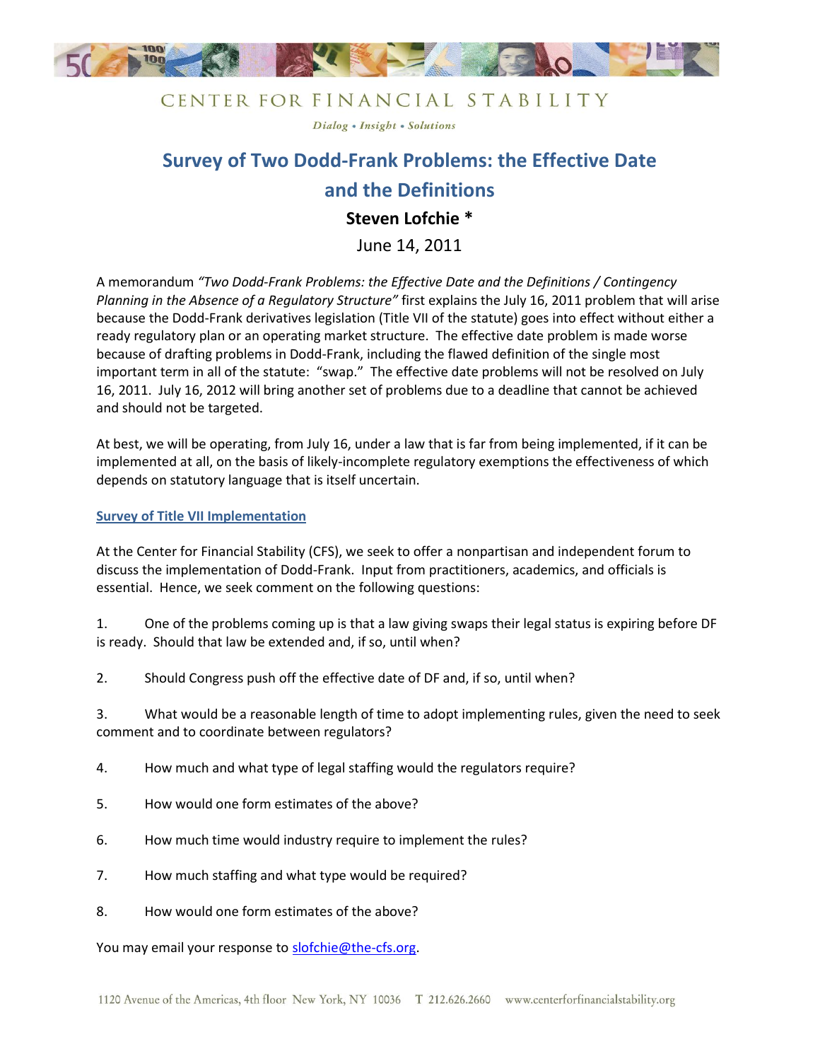CENTER FOR FINANCIAL STABILITY

*Dialog • Insight • Solutions*

# Survey of Two Dodd-Frank Problems: the Effective Date and the Definitions

**Steven Lofchie \***

June 14, 2011

A memorandum *"Two Dodd-Frank Problems: the Effective Date and the Definitions / Contingency Planning in the Absence of a Regulatory Structure"* first explains the July 16, 2011 problem that will arise because the Dodd-Frank derivatives legislation (Title VII of the statute) goes into effect without either a ready regulatory plan or an operating market structure. The effective date problem is made worse because of drafting problems in Dodd-Frank, including the flawed definition of the single most important term in all of the statute: "swap." The effective date problems will not be resolved on July 16, 2011. July 16, 2012 will bring another set of problems due to a deadline that cannot be achieved and should not be targeted.

At best, we will be operating, from July 16, under a law that is far from being implemented, if it can be implemented at all, on the basis of likely-incomplete regulatory exemptions the effectiveness of which depends on statutory language that is itself uncertain.

## Survey of Title VII Implementation

At the Center for Financial Stability (CFS), we seek to offer a nonpartisan and independent forum to discuss the implementation of Dodd-Frank. Input from practitioners, academics, and officials is essential. Hence, we seek comment on the following questions:

1. One of the problems coming up is that a law giving swaps their legal status is expiring before DF is ready. Should that law be extended and, if so, until when?

2. Should Congress push off the effective date of DF and, if so, until when?

3. What would be a reasonable length of time to adopt implementing rules, given the need to seek comment and to coordinate between regulators?

4. How much and what type of legal staffing would the regulators require?

5. How would one form estimates of the above?

6. How much time would industry require to implement the rules?

7. How much staffing and what type would be required?

8. How would one form estimates of the above?

You may email your response to slofchie@the-cfs.org.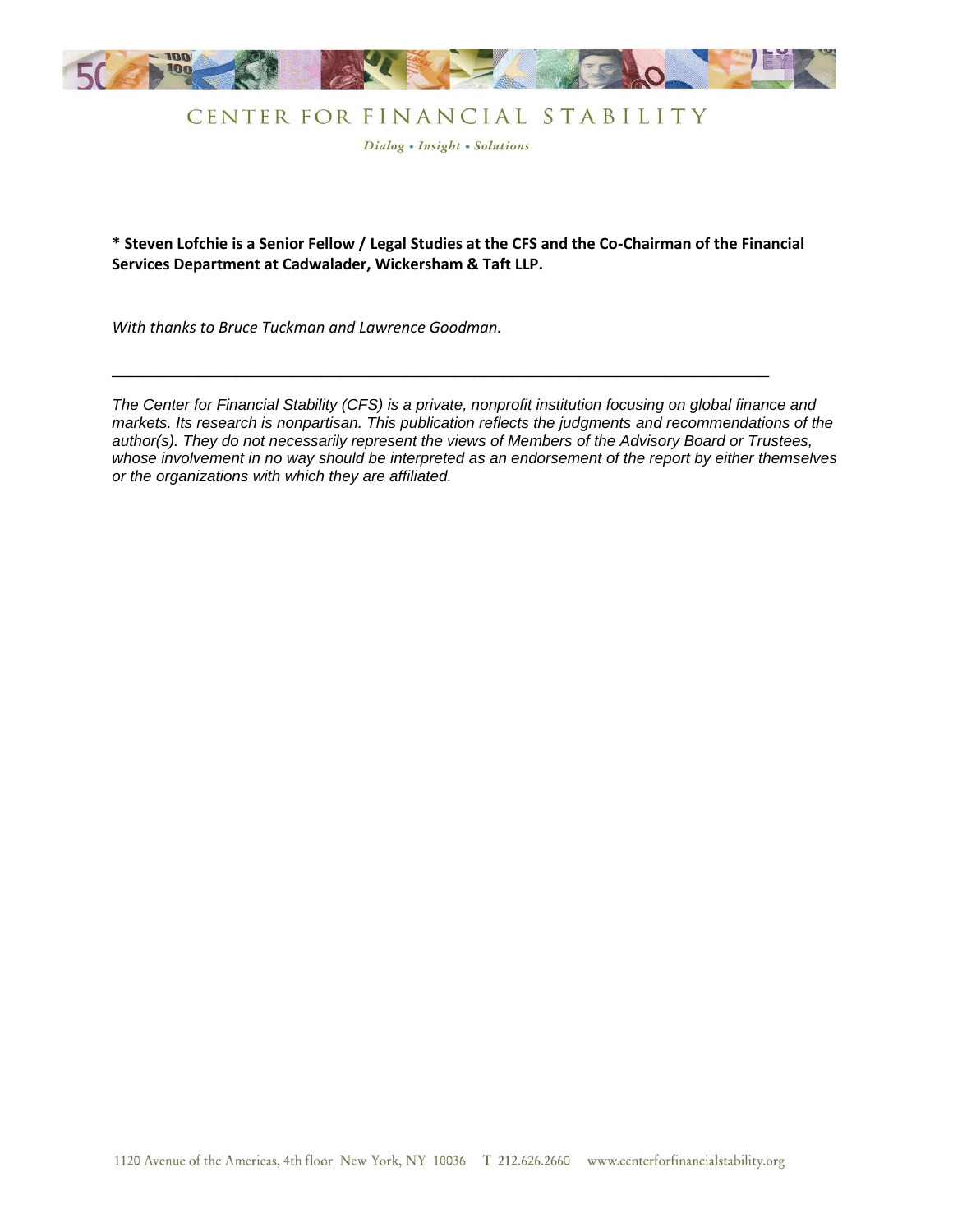# CENTER FOR FINANCIAL STABILITY

*Dialog • Insight • Solutions*

**\* Steven Lofchie is a Senior Fellow / Legal Studies at the CFS and the Co-Chairman of the Financial Services Department at Cadwalader, Wickersham & Taft LLP.**

*With thanks to Bruce Tuckman and Lawrence Goodman.*

---

*The Center for Financial Stability (CFS) is a private, nonprofit institution focusing on global finance and markets. Its research is nonpartisan. This publication reflects the judgments and recommendations of the author(s). They do not necessarily represent the views of Members of the Advisory Board or Trustees, whose involvement in no way should be interpreted as an endorsement of the report by either themselves or the organizations with which they are affiliated.*

1120 Avenue of the Americas, 4th floor New York, NY 10036 T 212.626.2660 www.centerforfinancialstability.org